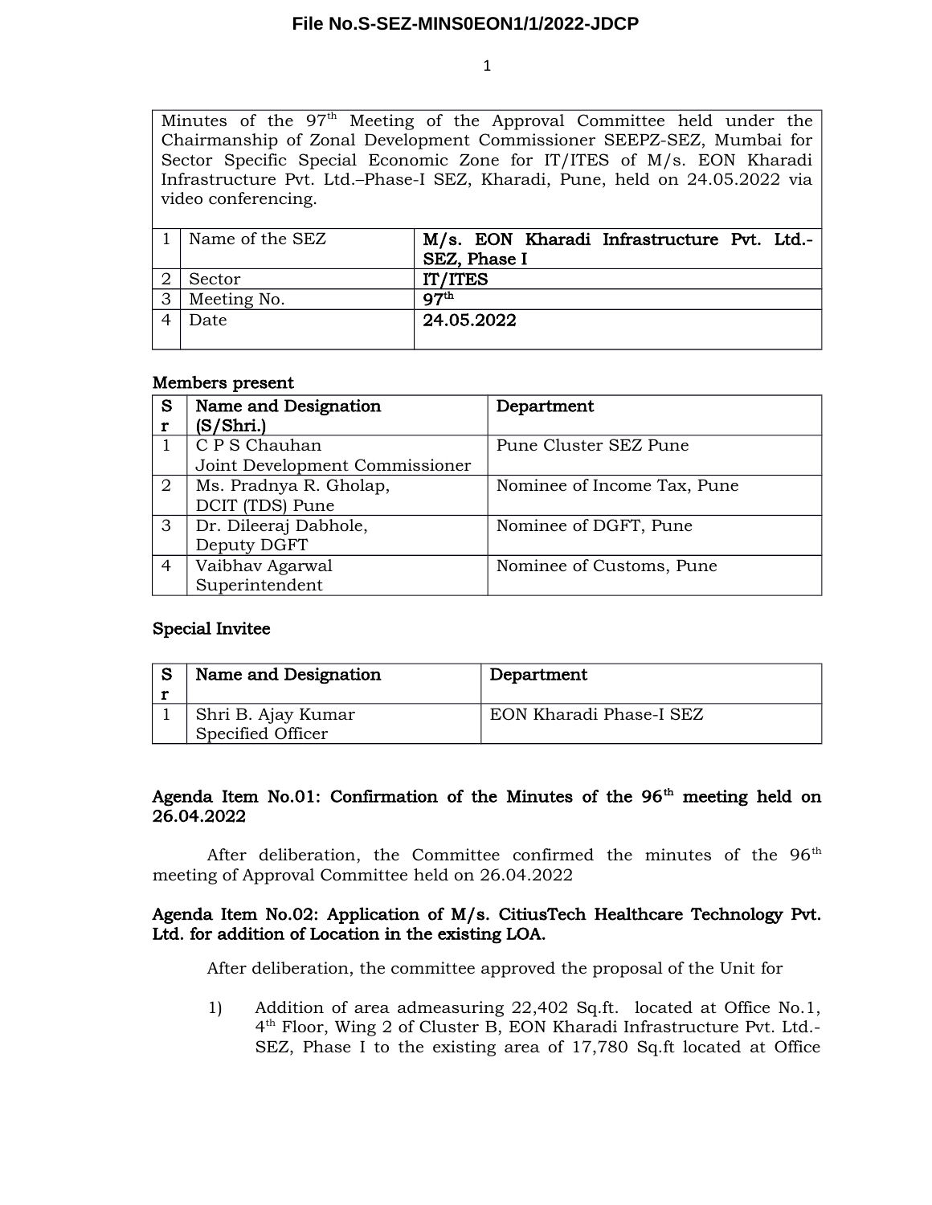Minutes of the 97th Meeting of the Approval Committee held under the Chairmanship of Zonal Development Commissioner SEEPZ-SEZ, Mumbai for Sector Specific Special Economic Zone for IT/ITES of M/s. EON Kharadi Infrastructure Pvt. Ltd.–Phase-I SEZ, Kharadi, Pune, held on 24.05.2022 via video conferencing.

| 1 | Name of the SEZ | **M/s. EON Kharadi Infrastructure Pvt. Ltd.-SEZ, Phase I** |
|---|---|---|
| 2 | Sector | **IT/ITES** |
| 3 | Meeting No. | **97th** |
| 4 | Date | **24.05.2022** |

**Members present**

| Sr | Name and Designation (S/Shri.) | Department |
|---|---|---|
| 1 | C P S Chauhan<br>Joint Development Commissioner | Pune Cluster SEZ Pune |
| 2 | Ms. Pradnya R. Gholap,<br>DCIT (TDS) Pune | Nominee of Income Tax, Pune |
| 3 | Dr. Dileeraj Dabhole,<br>Deputy DGFT | Nominee of DGFT, Pune |
| 4 | Vaibhav Agarwal<br>Superintendent | Nominee of Customs, Pune |

**Special Invitee**

| Sr | Name and Designation | Department |
|---|---|---|
| 1 | Shri B. Ajay Kumar<br>Specified Officer | EON Kharadi Phase-I SEZ |

**Agenda Item No.01: Confirmation of the Minutes of the 96th meeting held on 26.04.2022**

After deliberation, the Committee confirmed the minutes of the 96th meeting of Approval Committee held on 26.04.2022

**Agenda Item No.02: Application of M/s. CitiusTech Healthcare Technology Pvt. Ltd. for addition of Location in the existing LOA.**

After deliberation, the committee approved the proposal of the Unit for

1) Addition of area admeasuring 22,402 Sq.ft. located at Office No.1, 4th Floor, Wing 2 of Cluster B, EON Kharadi Infrastructure Pvt. Ltd.-SEZ, Phase I to the existing area of 17,780 Sq.ft located at Office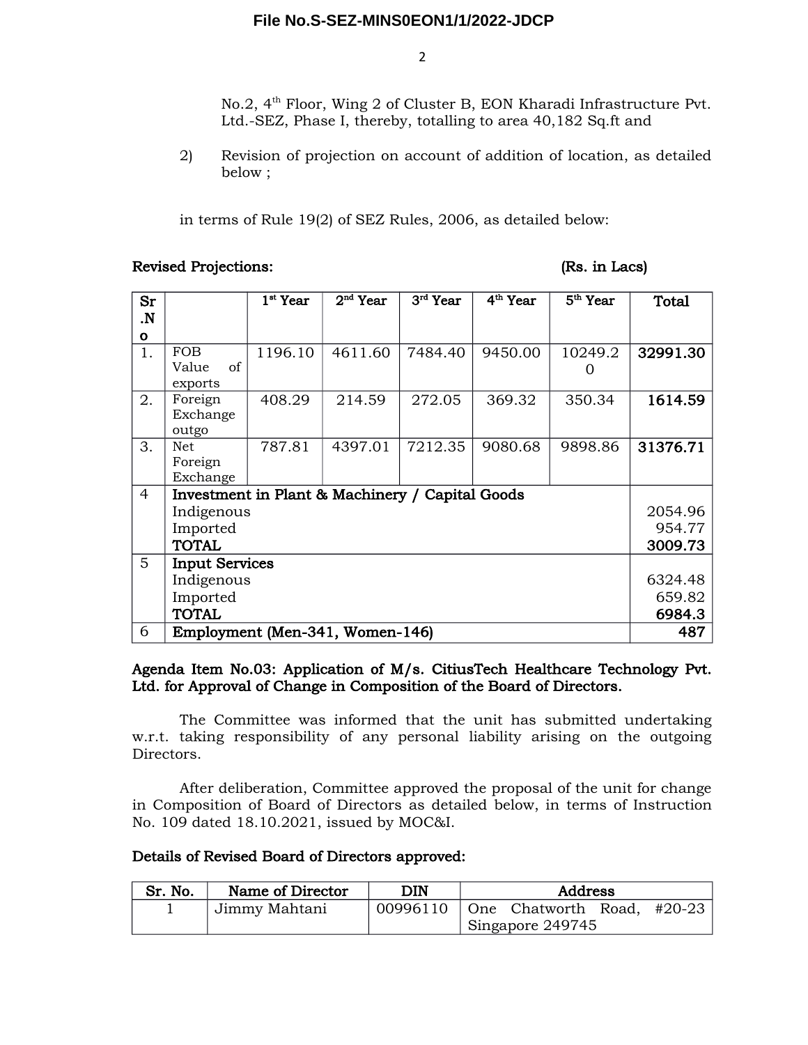No.2, 4th Floor, Wing 2 of Cluster B, EON Kharadi Infrastructure Pvt. Ltd.-SEZ, Phase I, thereby, totalling to area 40,182 Sq.ft and

2) Revision of projection on account of addition of location, as detailed below ;

in terms of Rule 19(2) of SEZ Rules, 2006, as detailed below:

**Revised Projections:** **(Rs. in Lacs)**

| Sr.No | | 1st Year | 2nd Year | 3rd Year | 4th Year | 5th Year | Total |
|---|---|---|---|---|---|---|---|
| 1. | FOB Value of exports | 1196.10 | 4611.60 | 7484.40 | 9450.00 | 10249.20 | **32991.30** |
| 2. | Foreign Exchange outgo | 408.29 | 214.59 | 272.05 | 369.32 | 350.34 | **1614.59** |
| 3. | Net Foreign Exchange | 787.81 | 4397.01 | 7212.35 | 9080.68 | 9898.86 | **31376.71** |
| 4 | **Investment in Plant & Machinery / Capital Goods** | | | | | | |
| | Indigenous | | | | | | 2054.96 |
| | Imported | | | | | | 954.77 |
| | **TOTAL** | | | | | | **3009.73** |
| 5 | **Input Services** | | | | | | |
| | Indigenous | | | | | | 6324.48 |
| | Imported | | | | | | 659.82 |
| | **TOTAL** | | | | | | **6984.3** |
| 6 | **Employment (Men-341, Women-146)** | | | | | | **487** |

**Agenda Item No.03: Application of M/s. CitiusTech Healthcare Technology Pvt. Ltd. for Approval of Change in Composition of the Board of Directors.**

The Committee was informed that the unit has submitted undertaking w.r.t. taking responsibility of any personal liability arising on the outgoing Directors.

After deliberation, Committee approved the proposal of the unit for change in Composition of Board of Directors as detailed below, in terms of Instruction No. 109 dated 18.10.2021, issued by MOC&I.

**Details of Revised Board of Directors approved:**

| Sr. No. | Name of Director | DIN | Address |
|---|---|---|---|
| 1 | Jimmy Mahtani | 00996110 | One Chatworth Road, #20-23 Singapore 249745 |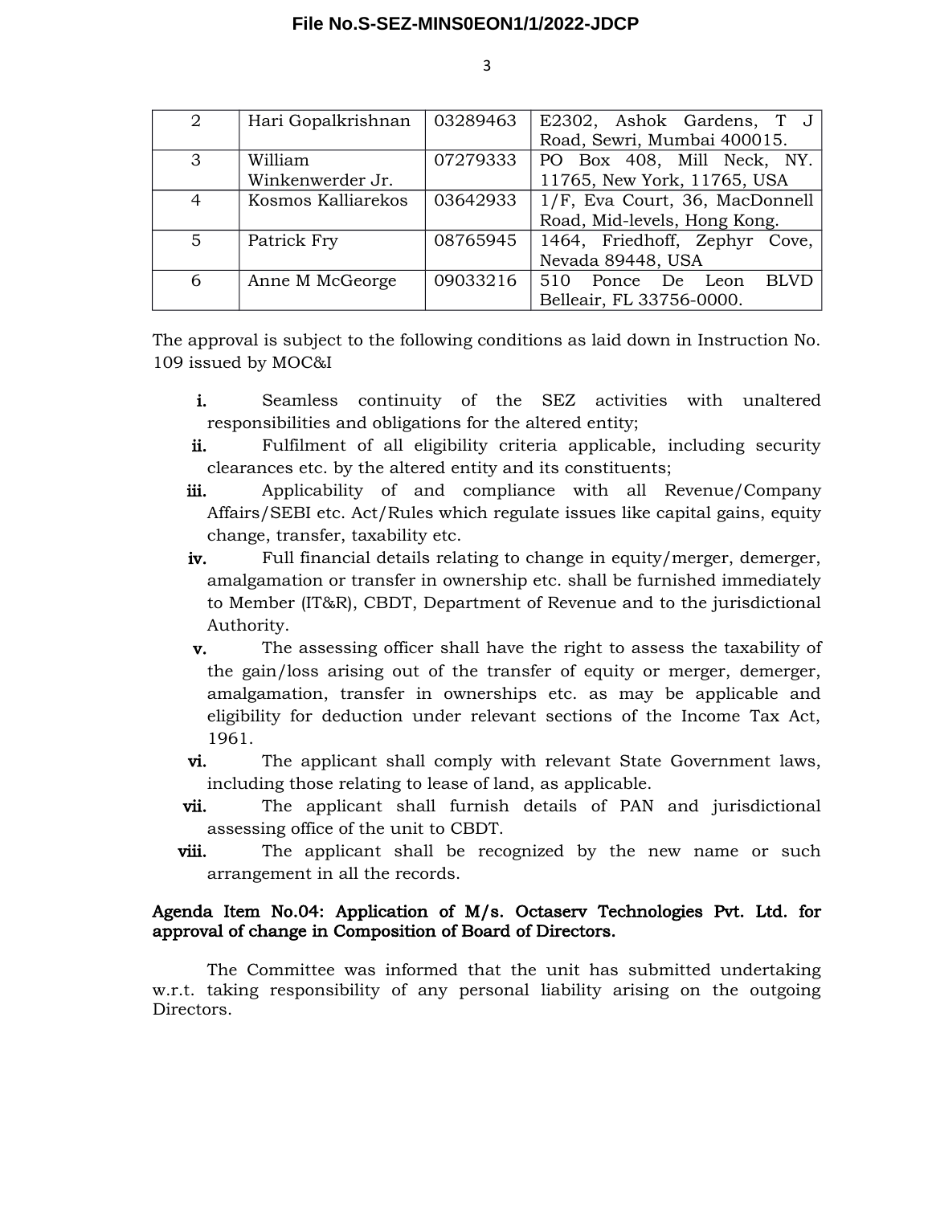| 2 | Hari Gopalkrishnan | 03289463 | E2302, Ashok Gardens, T J Road, Sewri, Mumbai 400015. |
|---|---|---|---|
| 3 | William Winkenwerder Jr. | 07279333 | PO Box 408, Mill Neck, NY. 11765, New York, 11765, USA |
| 4 | Kosmos Kalliarekos | 03642933 | 1/F, Eva Court, 36, MacDonnell Road, Mid-levels, Hong Kong. |
| 5 | Patrick Fry | 08765945 | 1464, Friedhoff, Zephyr Cove, Nevada 89448, USA |
| 6 | Anne M McGeorge | 09033216 | 510 Ponce De Leon BLVD Belleair, FL 33756-0000. |

The approval is subject to the following conditions as laid down in Instruction No. 109 issued by MOC&I

- **i.** Seamless continuity of the SEZ activities with unaltered responsibilities and obligations for the altered entity;
- **ii.** Fulfilment of all eligibility criteria applicable, including security clearances etc. by the altered entity and its constituents;
- **iii.** Applicability of and compliance with all Revenue/Company Affairs/SEBI etc. Act/Rules which regulate issues like capital gains, equity change, transfer, taxability etc.
- **iv.** Full financial details relating to change in equity/merger, demerger, amalgamation or transfer in ownership etc. shall be furnished immediately to Member (IT&R), CBDT, Department of Revenue and to the jurisdictional Authority.
- **v.** The assessing officer shall have the right to assess the taxability of the gain/loss arising out of the transfer of equity or merger, demerger, amalgamation, transfer in ownerships etc. as may be applicable and eligibility for deduction under relevant sections of the Income Tax Act, 1961.
- **vi.** The applicant shall comply with relevant State Government laws, including those relating to lease of land, as applicable.
- **vii.** The applicant shall furnish details of PAN and jurisdictional assessing office of the unit to CBDT.
- **viii.** The applicant shall be recognized by the new name or such arrangement in all the records.

**Agenda Item No.04: Application of M/s. Octaserv Technologies Pvt. Ltd. for approval of change in Composition of Board of Directors.**

The Committee was informed that the unit has submitted undertaking w.r.t. taking responsibility of any personal liability arising on the outgoing Directors.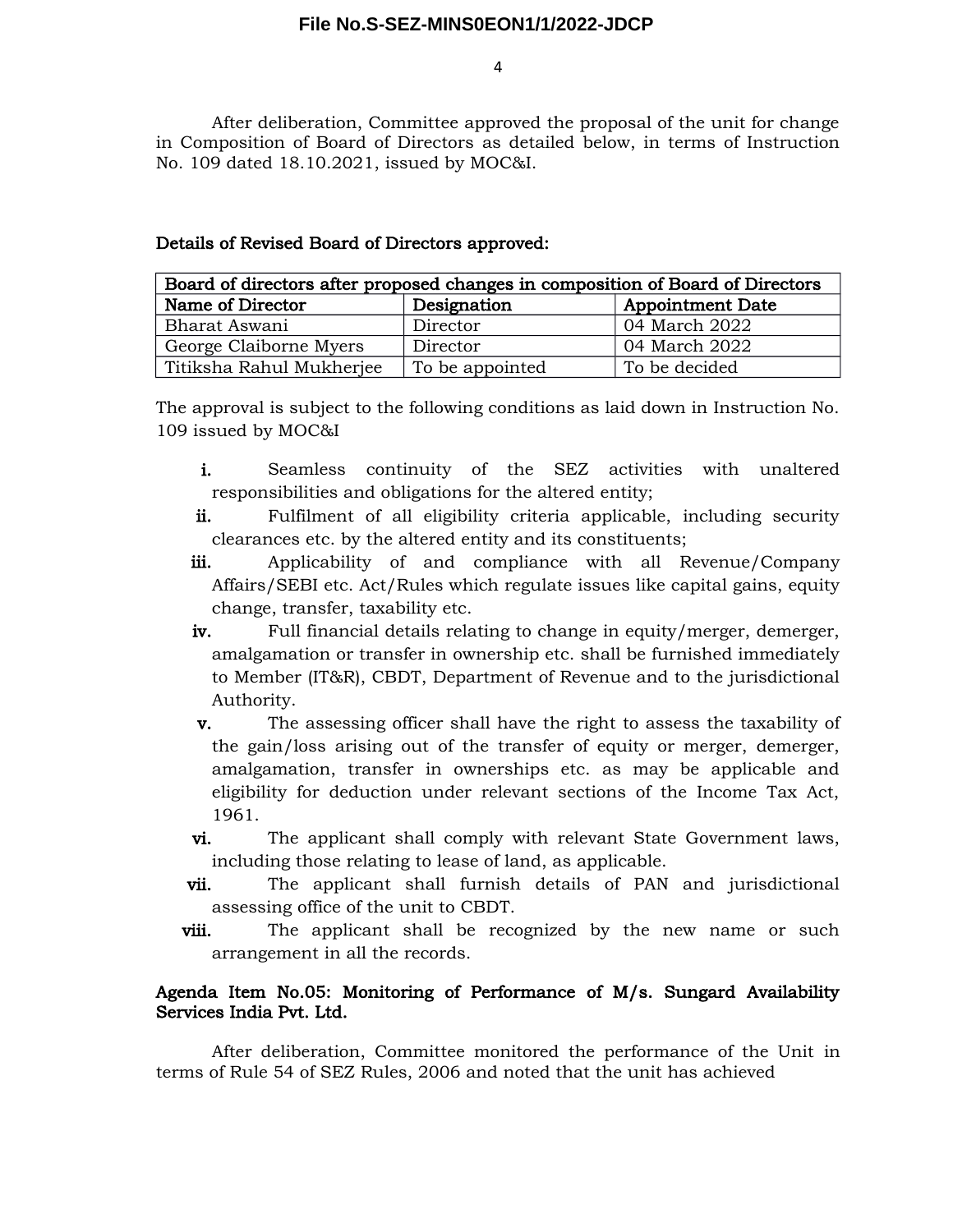After deliberation, Committee approved the proposal of the unit for change in Composition of Board of Directors as detailed below, in terms of Instruction No. 109 dated 18.10.2021, issued by MOC&I.

**Details of Revised Board of Directors approved:**

| Board of directors after proposed changes in composition of Board of Directors | | |
|---|---|---|
| **Name of Director** | **Designation** | **Appointment Date** |
| Bharat Aswani | Director | 04 March 2022 |
| George Claiborne Myers | Director | 04 March 2022 |
| Titiksha Rahul Mukherjee | To be appointed | To be decided |

The approval is subject to the following conditions as laid down in Instruction No. 109 issued by MOC&I

- **i.** Seamless continuity of the SEZ activities with unaltered responsibilities and obligations for the altered entity;
- **ii.** Fulfilment of all eligibility criteria applicable, including security clearances etc. by the altered entity and its constituents;
- **iii.** Applicability of and compliance with all Revenue/Company Affairs/SEBI etc. Act/Rules which regulate issues like capital gains, equity change, transfer, taxability etc.
- **iv.** Full financial details relating to change in equity/merger, demerger, amalgamation or transfer in ownership etc. shall be furnished immediately to Member (IT&R), CBDT, Department of Revenue and to the jurisdictional Authority.
- **v.** The assessing officer shall have the right to assess the taxability of the gain/loss arising out of the transfer of equity or merger, demerger, amalgamation, transfer in ownerships etc. as may be applicable and eligibility for deduction under relevant sections of the Income Tax Act, 1961.
- **vi.** The applicant shall comply with relevant State Government laws, including those relating to lease of land, as applicable.
- **vii.** The applicant shall furnish details of PAN and jurisdictional assessing office of the unit to CBDT.
- **viii.** The applicant shall be recognized by the new name or such arrangement in all the records.

**Agenda Item No.05: Monitoring of Performance of M/s. Sungard Availability Services India Pvt. Ltd.**

After deliberation, Committee monitored the performance of the Unit in terms of Rule 54 of SEZ Rules, 2006 and noted that the unit has achieved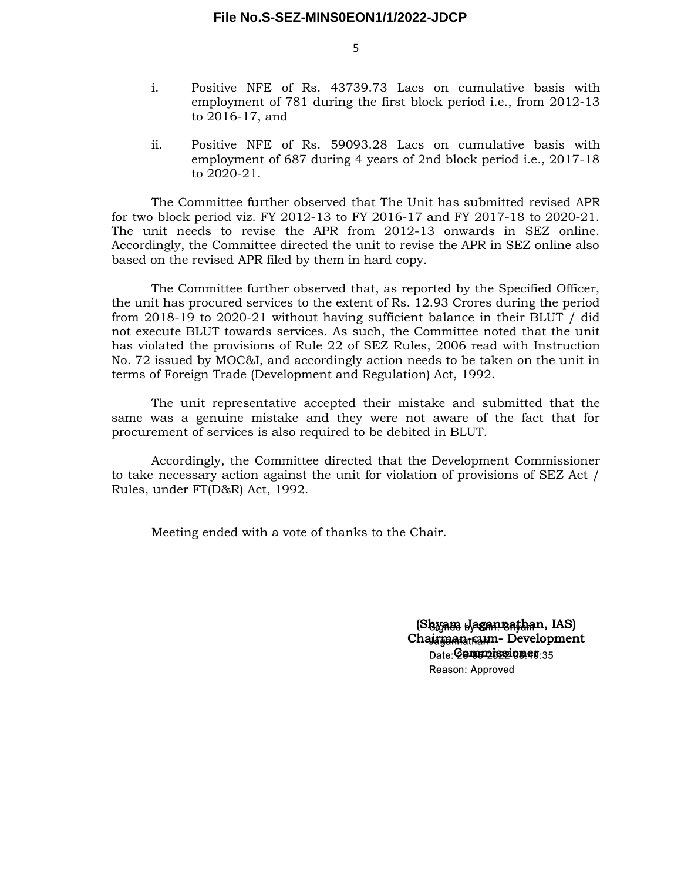i. Positive NFE of Rs. 43739.73 Lacs on cumulative basis with employment of 781 during the first block period i.e., from 2012-13 to 2016-17, and

ii. Positive NFE of Rs. 59093.28 Lacs on cumulative basis with employment of 687 during 4 years of 2nd block period i.e., 2017-18 to 2020-21.

The Committee further observed that The Unit has submitted revised APR for two block period viz. FY 2012-13 to FY 2016-17 and FY 2017-18 to 2020-21. The unit needs to revise the APR from 2012-13 onwards in SEZ online. Accordingly, the Committee directed the unit to revise the APR in SEZ online also based on the revised APR filed by them in hard copy.

The Committee further observed that, as reported by the Specified Officer, the unit has procured services to the extent of Rs. 12.93 Crores during the period from 2018-19 to 2020-21 without having sufficient balance in their BLUT / did not execute BLUT towards services. As such, the Committee noted that the unit has violated the provisions of Rule 22 of SEZ Rules, 2006 read with Instruction No. 72 issued by MOC&I, and accordingly action needs to be taken on the unit in terms of Foreign Trade (Development and Regulation) Act, 1992.

The unit representative accepted their mistake and submitted that the same was a genuine mistake and they were not aware of the fact that for procurement of services is also required to be debited in BLUT.

Accordingly, the Committee directed that the Development Commissioner to take necessary action against the unit for violation of provisions of SEZ Act / Rules, under FT(D&R) Act, 1992.

Meeting ended with a vote of thanks to the Chair.

**(Shyam Jagannathan, IAS)**
**Chairman-cum- Development Commissioner**

Signed by Shri. Shyam Jagannathan
Date: 20-05-2022 08:40:35
Reason: Approved